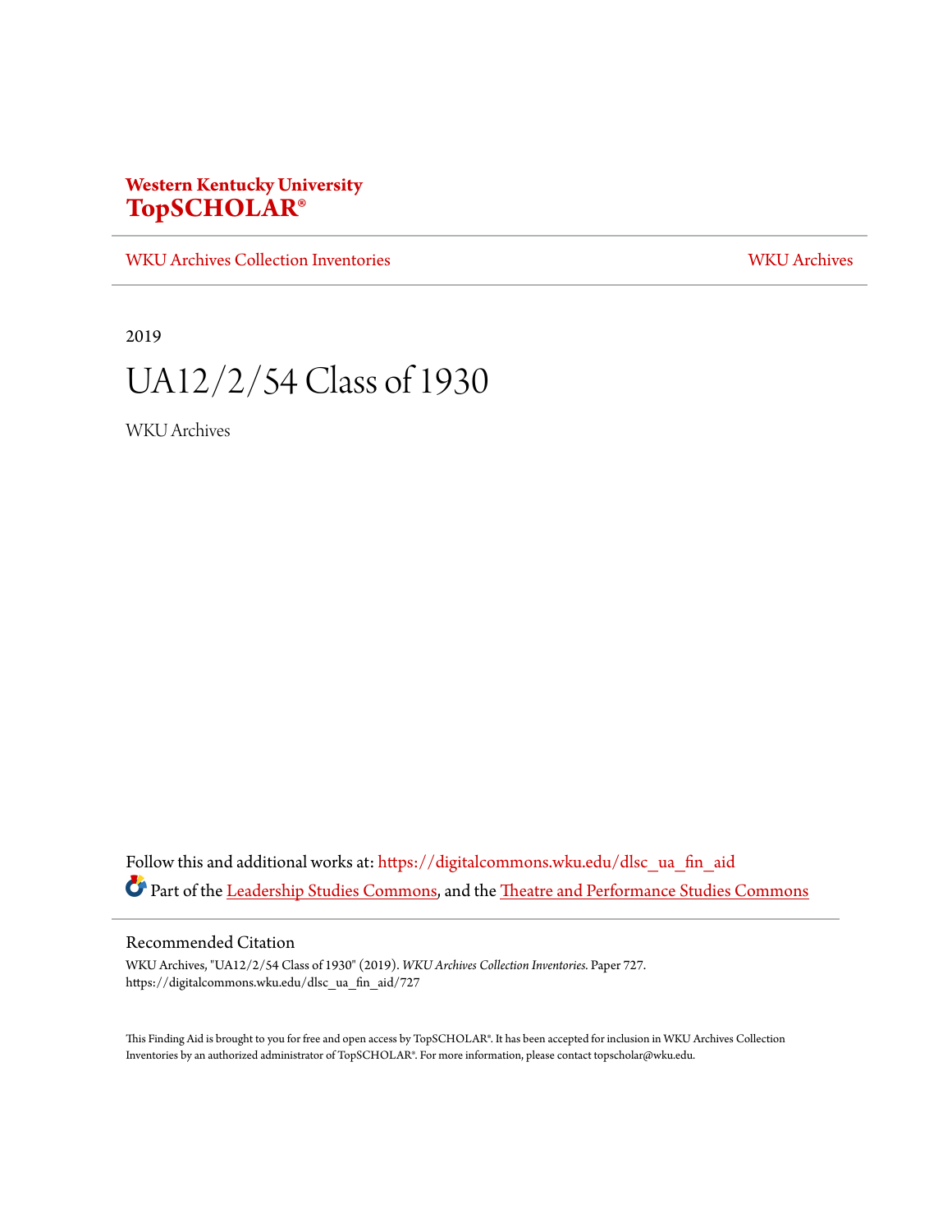**Western Kentucky University**
**TopSCHOLAR®**

WKU Archives Collection Inventories | WKU Archives

2019

# UA12/2/54 Class of 1930

WKU Archives

Follow this and additional works at: https://digitalcommons.wku.edu/dlsc_ua_fin_aid

Part of the Leadership Studies Commons, and the Theatre and Performance Studies Commons

## Recommended Citation

WKU Archives, "UA12/2/54 Class of 1930" (2019). *WKU Archives Collection Inventories.* Paper 727.
https://digitalcommons.wku.edu/dlsc_ua_fin_aid/727

This Finding Aid is brought to you for free and open access by TopSCHOLAR®. It has been accepted for inclusion in WKU Archives Collection Inventories by an authorized administrator of TopSCHOLAR®. For more information, please contact topscholar@wku.edu.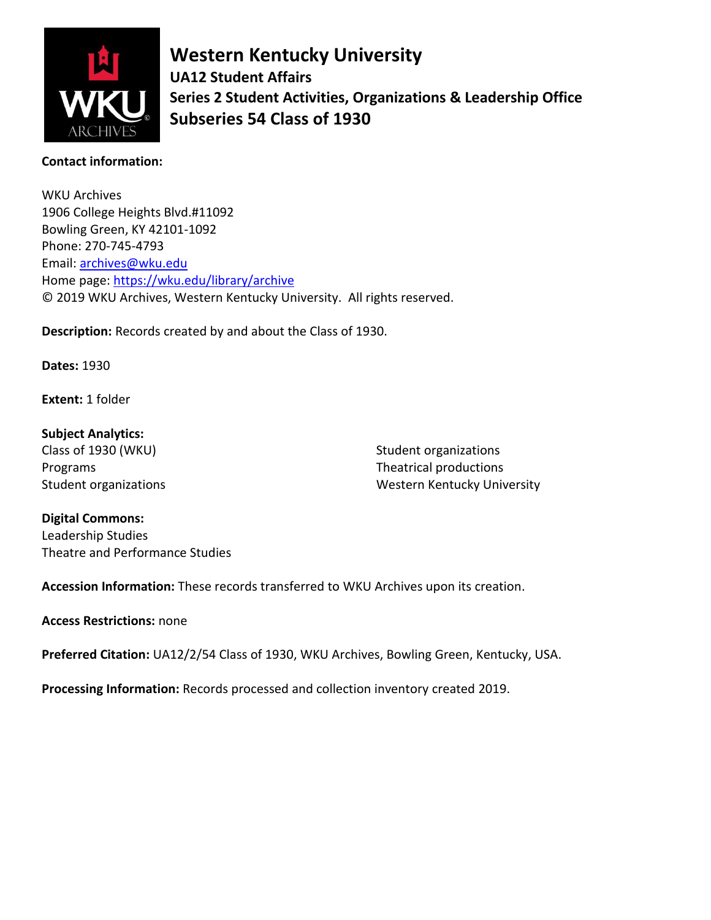# Western Kentucky University

## UA12 Student Affairs

## Series 2 Student Activities, Organizations & Leadership Office

## Subseries 54 Class of 1930

**Contact information:**

WKU Archives
1906 College Heights Blvd.#11092
Bowling Green, KY 42101-1092
Phone: 270-745-4793
Email: archives@wku.edu
Home page: https://wku.edu/library/archive
© 2019 WKU Archives, Western Kentucky University. All rights reserved.

**Description:** Records created by and about the Class of 1930.

**Dates:** 1930

**Extent:** 1 folder

**Subject Analytics:**
Class of 1930 (WKU)
Programs
Student organizations
Student organizations
Theatrical productions
Western Kentucky University

**Digital Commons:**
Leadership Studies
Theatre and Performance Studies

**Accession Information:** These records transferred to WKU Archives upon its creation.

**Access Restrictions:** none

**Preferred Citation:** UA12/2/54 Class of 1930, WKU Archives, Bowling Green, Kentucky, USA.

**Processing Information:** Records processed and collection inventory created 2019.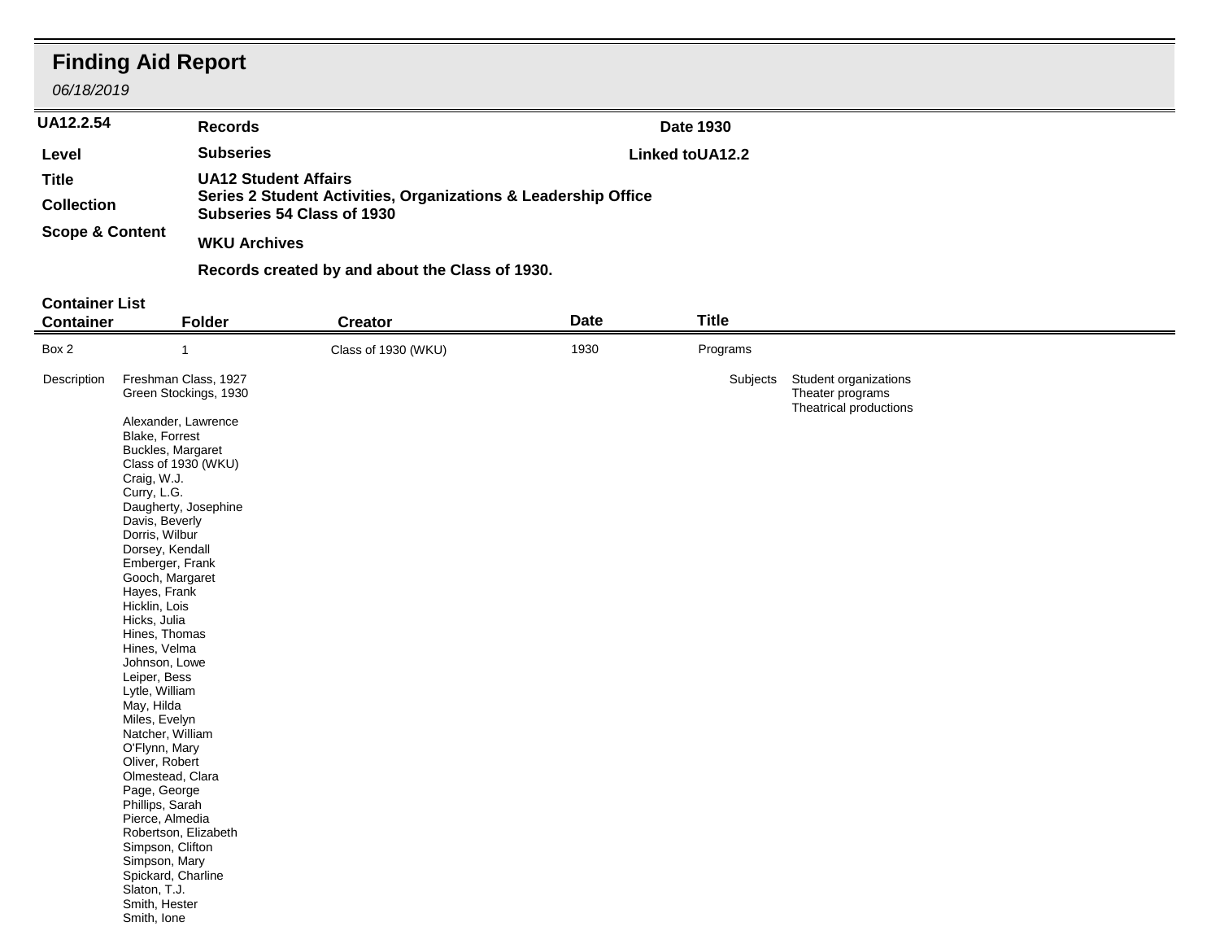# Finding Aid Report

*06/18/2019*

**UA12.2.54** | **Records** | **Date 1930**

| | | |
|---|---|---|
| **Level** | **Subseries** | **Linked toUA12.2** |
| **Title** | **UA12 Student Affairs** | |
| **Collection** | **Series 2 Student Activities, Organizations & Leadership Office**<br>**Subseries 54 Class of 1930** | |
| **Scope & Content** | **WKU Archives** | |
| | **Records created by and about the Class of 1930.** | |

**Container List**

| Container | Folder | Creator | Date | Title |
|---|---|---|---|---|
| Box 2 | 1 | Class of 1930 (WKU) | 1930 | Programs |

Description

Freshman Class, 1927
Green Stockings, 1930

Alexander, Lawrence
Blake, Forrest
Buckles, Margaret
Class of 1930 (WKU)
Craig, W.J.
Curry, L.G.
Daugherty, Josephine
Davis, Beverly
Dorris, Wilbur
Dorsey, Kendall
Emberger, Frank
Gooch, Margaret
Hayes, Frank
Hicklin, Lois
Hicks, Julia
Hines, Thomas
Hines, Velma
Johnson, Lowe
Leiper, Bess
Lytle, William
May, Hilda
Miles, Evelyn
Natcher, William
O'Flynn, Mary
Oliver, Robert
Olmestead, Clara
Page, George
Phillips, Sarah
Pierce, Almedia
Robertson, Elizabeth
Simpson, Clifton
Simpson, Mary
Spickard, Charline
Slaton, T.J.
Smith, Hester
Smith, Ione

Subjects

Student organizations
Theater programs
Theatrical productions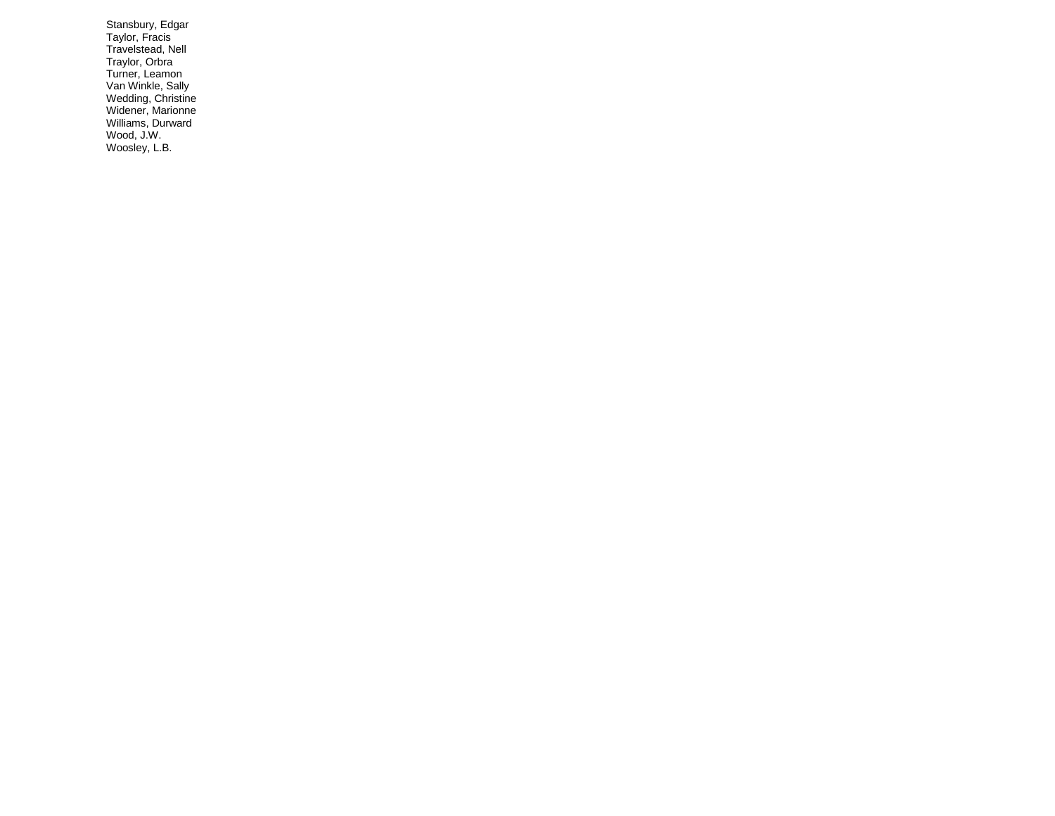Stansbury, Edgar
Taylor, Fracis
Travelstead, Nell
Traylor, Orbra
Turner, Leamon
Van Winkle, Sally
Wedding, Christine
Widener, Marionne
Williams, Durward
Wood, J.W.
Woosley, L.B.